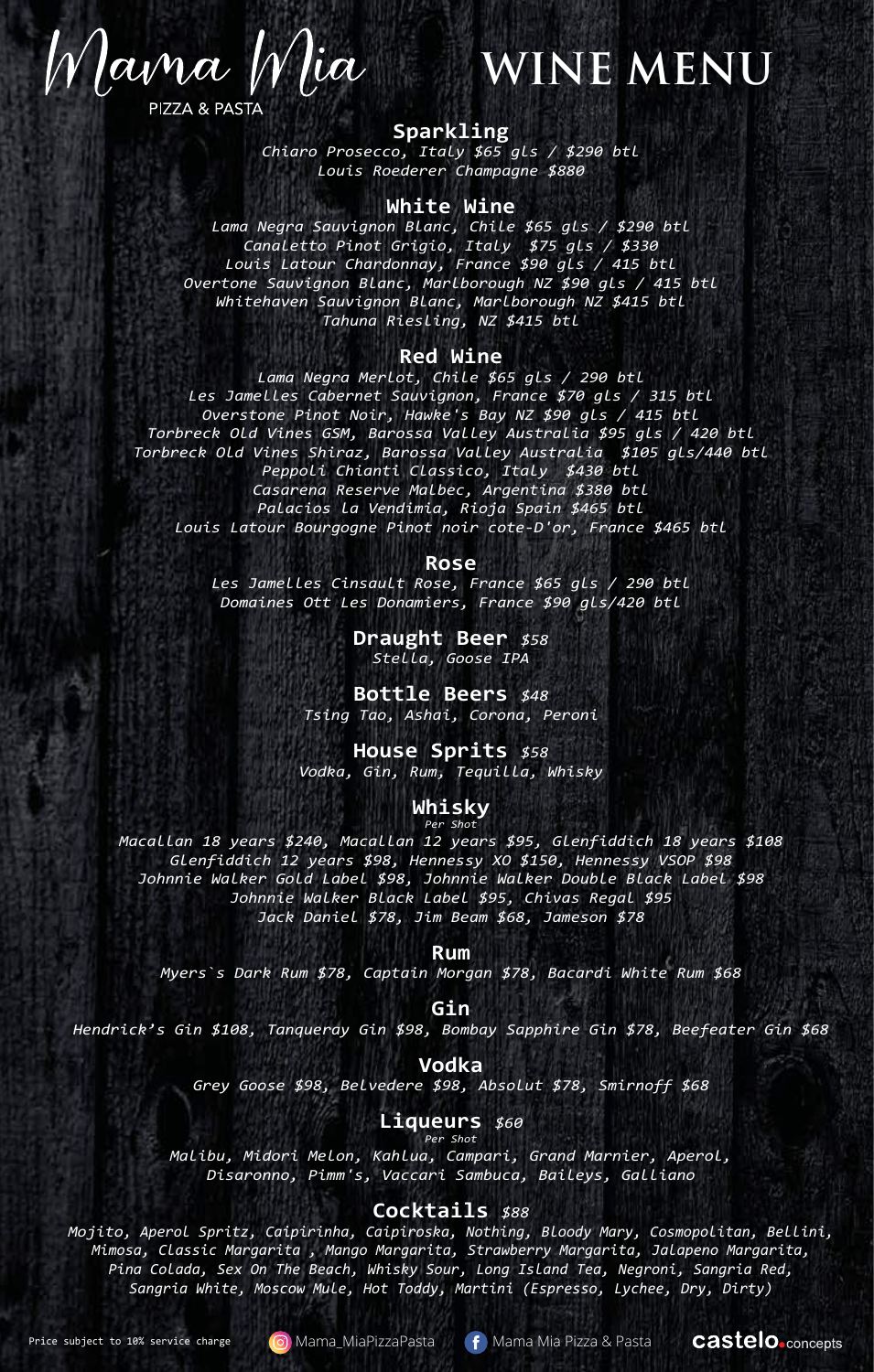# Mama Mia

PIZZA & PASTA

# WINE MENU

## Sparkling

*Chiaro Prosecco, Italy $65 gls / $290 btl*
*Louis Roederer Champagne $880*

## White Wine

*Lama Negra Sauvignon Blanc, Chile $65 gls / $290 btl*
*Canaletto Pinot Grigio, Italy $75 gls / $330*
*Louis Latour Chardonnay, France $90 gls / 415 btl*
*Overtone Sauvignon Blanc, Marlborough NZ $90 gls / 415 btl*
*Whitehaven Sauvignon Blanc, Marlborough NZ $415 btl*
*Tahuna Riesling, NZ $415 btl*

## Red Wine

*Lama Negra Merlot, Chile $65 gls / 290 btl*
*Les Jamelles Cabernet Sauvignon, France $70 gls / 315 btl*
*Overstone Pinot Noir, Hawke's Bay NZ $90 gls / 415 btl*
*Torbreck Old Vines GSM, Barossa Valley Australia $95 gls / 420 btl*
*Torbreck Old Vines Shiraz, Barossa Valley Australia $105 gls/440 btl*
*Peppoli Chianti Classico, Italy $430 btl*
*Casarena Reserve Malbec, Argentina $380 btl*
*Palacios la Vendimia, Rioja Spain $465 btl*
*Louis Latour Bourgogne Pinot noir cote-D'or, France $465 btl*

## Rose

*Les Jamelles Cinsault Rose, France $65 gls / 290 btl*
*Domaines Ott Les Donamiers, France $90 gls/420 btl*

## Draught Beer *$58*

*Stella, Goose IPA*

## Bottle Beers *$48*

*Tsing Tao, Ashai, Corona, Peroni*

## House Sprits *$58*

*Vodka, Gin, Rum, Tequilla, Whisky*

## Whisky

*Per Shot*

*Macallan 18 years $240, Macallan 12 years $95, Glenfiddich 18 years $108*
*Glenfiddich 12 years $98, Hennessy XO $150, Hennessy VSOP $98*
*Johnnie Walker Gold Label $98, Johnnie Walker Double Black Label $98*
*Johnnie Walker Black Label $95, Chivas Regal $95*
*Jack Daniel $78, Jim Beam $68, Jameson $78*

## Rum

*Myers`s Dark Rum $78, Captain Morgan $78, Bacardi White Rum $68*

## Gin

*Hendrick's Gin $108, Tanqueray Gin $98, Bombay Sapphire Gin $78, Beefeater Gin $68*

## Vodka

*Grey Goose $98, Belvedere $98, Absolut $78, Smirnoff $68*

## Liqueurs *$60*

*Per Shot*

*Malibu, Midori Melon, Kahlua, Campari, Grand Marnier, Aperol,*
*Disaronno, Pimm's, Vaccari Sambuca, Baileys, Galliano*

## Cocktails *$88*

*Mojito, Aperol Spritz, Caipirinha, Caipiroska, Nothing, Bloody Mary, Cosmopolitan, Bellini,*
*Mimosa, Classic Margarita , Mango Margarita, Strawberry Margarita, Jalapeno Margarita,*
*Pina Colada, Sex On The Beach, Whisky Sour, Long Island Tea, Negroni, Sangria Red,*
*Sangria White, Moscow Mule, Hot Toddy, Martini (Espresso, Lychee, Dry, Dirty)*

Price subject to 10% service charge

Mama_MiaPizzaPasta

Mama Mia Pizza & Pasta

castelo.concepts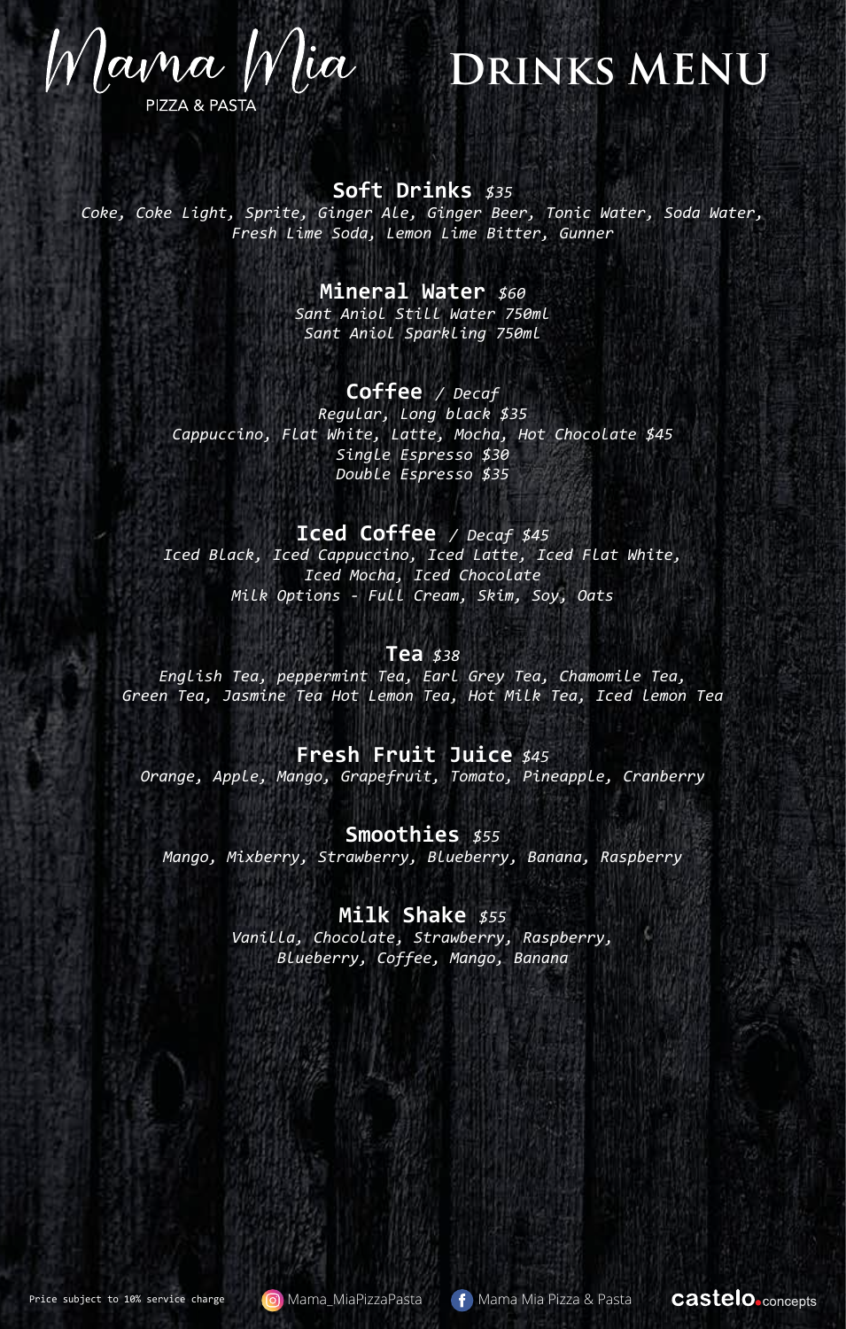# Mama Mia

PIZZA & PASTA

# DRINKS MENU

## Soft Drinks *$35*

*Coke, Coke Light, Sprite, Ginger Ale, Ginger Beer, Tonic Water, Soda Water, Fresh Lime Soda, Lemon Lime Bitter, Gunner*

## Mineral Water *$60*

*Sant Aniol Still Water 750ml*
*Sant Aniol Sparkling 750ml*

## Coffee */ Decaf*

*Regular, Long black $35*
*Cappuccino, Flat White, Latte, Mocha, Hot Chocolate $45*
*Single Espresso $30*
*Double Espresso $35*

## Iced Coffee */ Decaf $45*

*Iced Black, Iced Cappuccino, Iced Latte, Iced Flat White, Iced Mocha, Iced Chocolate*
*Milk Options - Full Cream, Skim, Soy, Oats*

## Tea *$38*

*English Tea, peppermint Tea, Earl Grey Tea, Chamomile Tea, Green Tea, Jasmine Tea Hot Lemon Tea, Hot Milk Tea, Iced Lemon Tea*

## Fresh Fruit Juice *$45*

*Orange, Apple, Mango, Grapefruit, Tomato, Pineapple, Cranberry*

## Smoothies *$55*

*Mango, Mixberry, Strawberry, Blueberry, Banana, Raspberry*

## Milk Shake *$55*

*Vanilla, Chocolate, Strawberry, Raspberry, Blueberry, Coffee, Mango, Banana*

Price subject to 10% service charge

Mama_MiaPizzaPasta

Mama Mia Pizza & Pasta

castelo.concepts